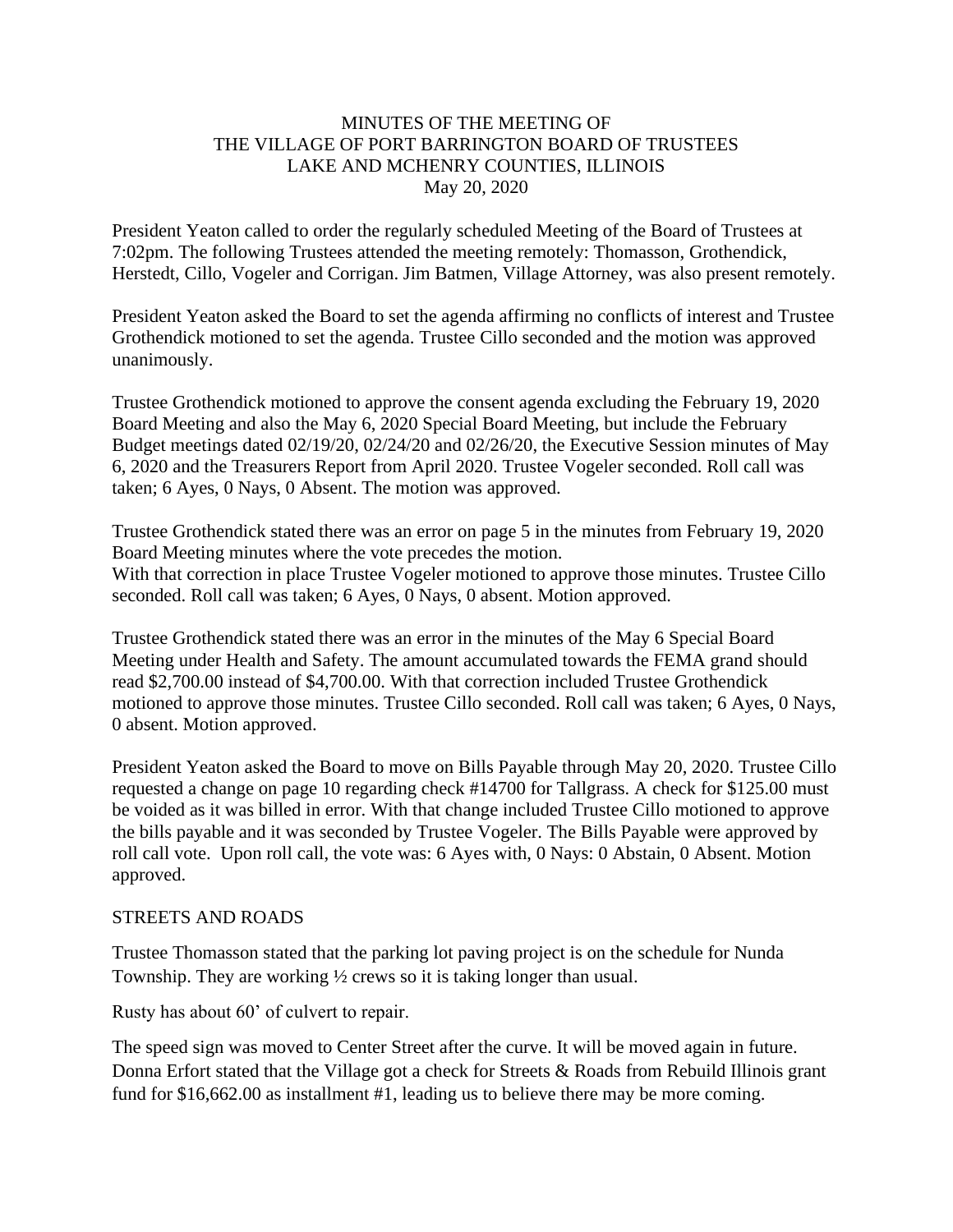MINUTES OF THE MEETING OF
THE VILLAGE OF PORT BARRINGTON BOARD OF TRUSTEES
LAKE AND MCHENRY COUNTIES, ILLINOIS
May 20, 2020

President Yeaton called to order the regularly scheduled Meeting of the Board of Trustees at 7:02pm. The following Trustees attended the meeting remotely: Thomasson, Grothendick, Herstedt, Cillo, Vogeler and Corrigan. Jim Batmen, Village Attorney, was also present remotely.

President Yeaton asked the Board to set the agenda affirming no conflicts of interest and Trustee Grothendick motioned to set the agenda. Trustee Cillo seconded and the motion was approved unanimously.

Trustee Grothendick motioned to approve the consent agenda excluding the February 19, 2020 Board Meeting and also the May 6, 2020 Special Board Meeting, but include the February Budget meetings dated 02/19/20, 02/24/20 and 02/26/20, the Executive Session minutes of May 6, 2020 and the Treasurers Report from April 2020. Trustee Vogeler seconded. Roll call was taken; 6 Ayes, 0 Nays, 0 Absent. The motion was approved.

Trustee Grothendick stated there was an error on page 5 in the minutes from February 19, 2020 Board Meeting minutes where the vote precedes the motion.
With that correction in place Trustee Vogeler motioned to approve those minutes. Trustee Cillo seconded. Roll call was taken; 6 Ayes, 0 Nays, 0 absent. Motion approved.

Trustee Grothendick stated there was an error in the minutes of the May 6 Special Board Meeting under Health and Safety. The amount accumulated towards the FEMA grand should read $2,700.00 instead of $4,700.00. With that correction included Trustee Grothendick motioned to approve those minutes. Trustee Cillo seconded. Roll call was taken; 6 Ayes, 0 Nays, 0 absent. Motion approved.

President Yeaton asked the Board to move on Bills Payable through May 20, 2020. Trustee Cillo requested a change on page 10 regarding check #14700 for Tallgrass. A check for $125.00 must be voided as it was billed in error. With that change included Trustee Cillo motioned to approve the bills payable and it was seconded by Trustee Vogeler. The Bills Payable were approved by roll call vote. Upon roll call, the vote was: 6 Ayes with, 0 Nays: 0 Abstain, 0 Absent. Motion approved.

STREETS AND ROADS

Trustee Thomasson stated that the parking lot paving project is on the schedule for Nunda Township. They are working ½ crews so it is taking longer than usual.

Rusty has about 60' of culvert to repair.

The speed sign was moved to Center Street after the curve. It will be moved again in future. Donna Erfort stated that the Village got a check for Streets & Roads from Rebuild Illinois grant fund for $16,662.00 as installment #1, leading us to believe there may be more coming.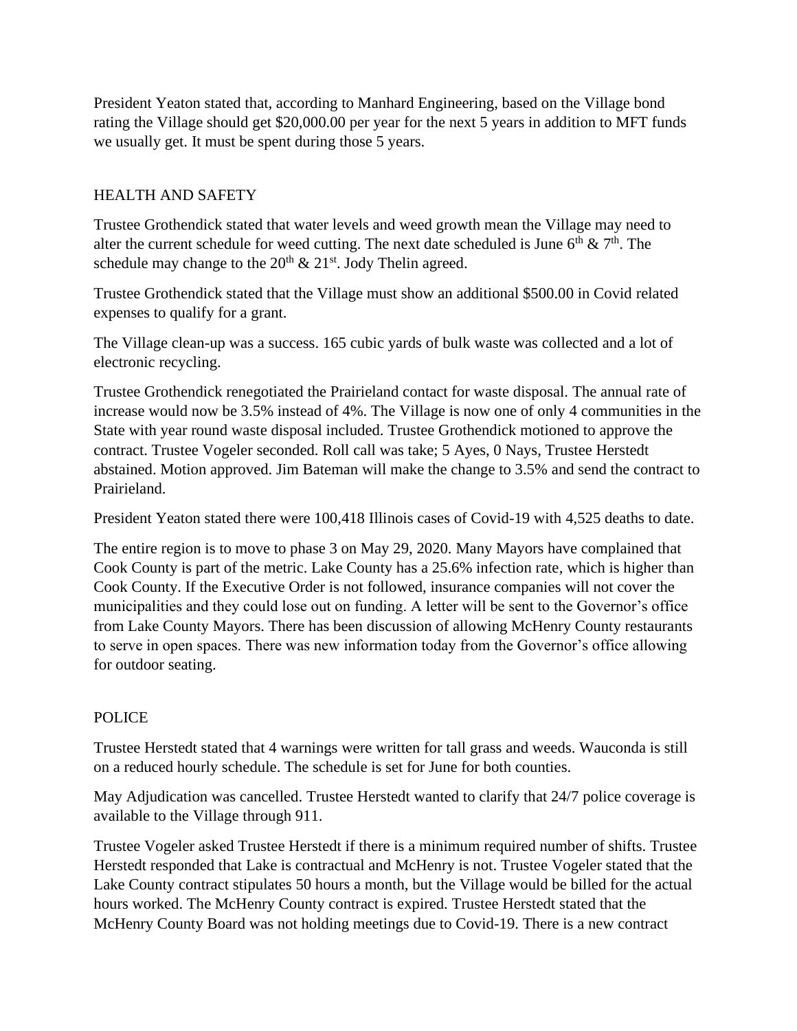President Yeaton stated that, according to Manhard Engineering, based on the Village bond rating the Village should get $20,000.00 per year for the next 5 years in addition to MFT funds we usually get. It must be spent during those 5 years.

## HEALTH AND SAFETY

Trustee Grothendick stated that water levels and weed growth mean the Village may need to alter the current schedule for weed cutting. The next date scheduled is June 6th & 7th. The schedule may change to the 20th & 21st. Jody Thelin agreed.

Trustee Grothendick stated that the Village must show an additional $500.00 in Covid related expenses to qualify for a grant.

The Village clean-up was a success. 165 cubic yards of bulk waste was collected and a lot of electronic recycling.

Trustee Grothendick renegotiated the Prairieland contact for waste disposal. The annual rate of increase would now be 3.5% instead of 4%. The Village is now one of only 4 communities in the State with year round waste disposal included. Trustee Grothendick motioned to approve the contract. Trustee Vogeler seconded. Roll call was take; 5 Ayes, 0 Nays, Trustee Herstedt abstained. Motion approved. Jim Bateman will make the change to 3.5% and send the contract to Prairieland.

President Yeaton stated there were 100,418 Illinois cases of Covid-19 with 4,525 deaths to date.

The entire region is to move to phase 3 on May 29, 2020. Many Mayors have complained that Cook County is part of the metric. Lake County has a 25.6% infection rate, which is higher than Cook County. If the Executive Order is not followed, insurance companies will not cover the municipalities and they could lose out on funding. A letter will be sent to the Governor's office from Lake County Mayors. There has been discussion of allowing McHenry County restaurants to serve in open spaces. There was new information today from the Governor's office allowing for outdoor seating.

## POLICE

Trustee Herstedt stated that 4 warnings were written for tall grass and weeds. Wauconda is still on a reduced hourly schedule. The schedule is set for June for both counties.

May Adjudication was cancelled. Trustee Herstedt wanted to clarify that 24/7 police coverage is available to the Village through 911.

Trustee Vogeler asked Trustee Herstedt if there is a minimum required number of shifts. Trustee Herstedt responded that Lake is contractual and McHenry is not. Trustee Vogeler stated that the Lake County contract stipulates 50 hours a month, but the Village would be billed for the actual hours worked. The McHenry County contract is expired. Trustee Herstedt stated that the McHenry County Board was not holding meetings due to Covid-19. There is a new contract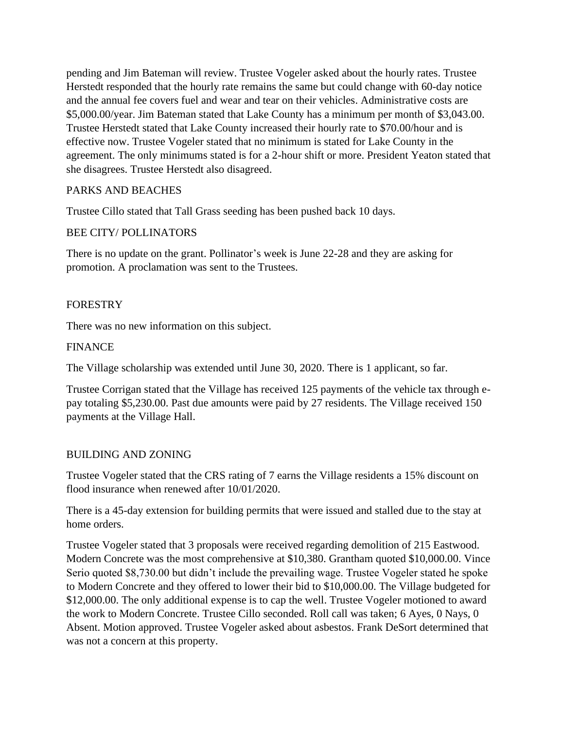pending and Jim Bateman will review. Trustee Vogeler asked about the hourly rates. Trustee Herstedt responded that the hourly rate remains the same but could change with 60-day notice and the annual fee covers fuel and wear and tear on their vehicles. Administrative costs are $5,000.00/year. Jim Bateman stated that Lake County has a minimum per month of $3,043.00. Trustee Herstedt stated that Lake County increased their hourly rate to $70.00/hour and is effective now. Trustee Vogeler stated that no minimum is stated for Lake County in the agreement. The only minimums stated is for a 2-hour shift or more. President Yeaton stated that she disagrees. Trustee Herstedt also disagreed.

## PARKS AND BEACHES

Trustee Cillo stated that Tall Grass seeding has been pushed back 10 days.

## BEE CITY/ POLLINATORS

There is no update on the grant. Pollinator's week is June 22-28 and they are asking for promotion. A proclamation was sent to the Trustees.

## FORESTRY

There was no new information on this subject.

## FINANCE

The Village scholarship was extended until June 30, 2020. There is 1 applicant, so far.

Trustee Corrigan stated that the Village has received 125 payments of the vehicle tax through e-pay totaling $5,230.00. Past due amounts were paid by 27 residents. The Village received 150 payments at the Village Hall.

## BUILDING AND ZONING

Trustee Vogeler stated that the CRS rating of 7 earns the Village residents a 15% discount on flood insurance when renewed after 10/01/2020.

There is a 45-day extension for building permits that were issued and stalled due to the stay at home orders.

Trustee Vogeler stated that 3 proposals were received regarding demolition of 215 Eastwood. Modern Concrete was the most comprehensive at $10,380. Grantham quoted $10,000.00. Vince Serio quoted $8,730.00 but didn't include the prevailing wage. Trustee Vogeler stated he spoke to Modern Concrete and they offered to lower their bid to $10,000.00. The Village budgeted for $12,000.00. The only additional expense is to cap the well. Trustee Vogeler motioned to award the work to Modern Concrete. Trustee Cillo seconded. Roll call was taken; 6 Ayes, 0 Nays, 0 Absent. Motion approved. Trustee Vogeler asked about asbestos. Frank DeSort determined that was not a concern at this property.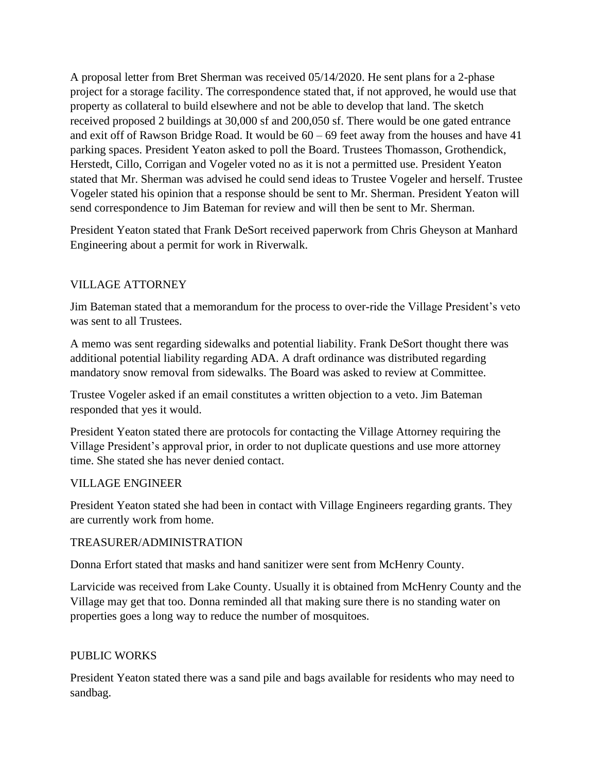A proposal letter from Bret Sherman was received 05/14/2020. He sent plans for a 2-phase project for a storage facility. The correspondence stated that, if not approved, he would use that property as collateral to build elsewhere and not be able to develop that land. The sketch received proposed 2 buildings at 30,000 sf and 200,050 sf. There would be one gated entrance and exit off of Rawson Bridge Road. It would be 60 – 69 feet away from the houses and have 41 parking spaces. President Yeaton asked to poll the Board. Trustees Thomasson, Grothendick, Herstedt, Cillo, Corrigan and Vogeler voted no as it is not a permitted use. President Yeaton stated that Mr. Sherman was advised he could send ideas to Trustee Vogeler and herself. Trustee Vogeler stated his opinion that a response should be sent to Mr. Sherman. President Yeaton will send correspondence to Jim Bateman for review and will then be sent to Mr. Sherman.

President Yeaton stated that Frank DeSort received paperwork from Chris Gheyson at Manhard Engineering about a permit for work in Riverwalk.

## VILLAGE ATTORNEY

Jim Bateman stated that a memorandum for the process to over-ride the Village President's veto was sent to all Trustees.

A memo was sent regarding sidewalks and potential liability. Frank DeSort thought there was additional potential liability regarding ADA. A draft ordinance was distributed regarding mandatory snow removal from sidewalks. The Board was asked to review at Committee.

Trustee Vogeler asked if an email constitutes a written objection to a veto. Jim Bateman responded that yes it would.

President Yeaton stated there are protocols for contacting the Village Attorney requiring the Village President's approval prior, in order to not duplicate questions and use more attorney time. She stated she has never denied contact.

## VILLAGE ENGINEER

President Yeaton stated she had been in contact with Village Engineers regarding grants. They are currently work from home.

## TREASURER/ADMINISTRATION

Donna Erfort stated that masks and hand sanitizer were sent from McHenry County.

Larvicide was received from Lake County. Usually it is obtained from McHenry County and the Village may get that too. Donna reminded all that making sure there is no standing water on properties goes a long way to reduce the number of mosquitoes.

## PUBLIC WORKS

President Yeaton stated there was a sand pile and bags available for residents who may need to sandbag.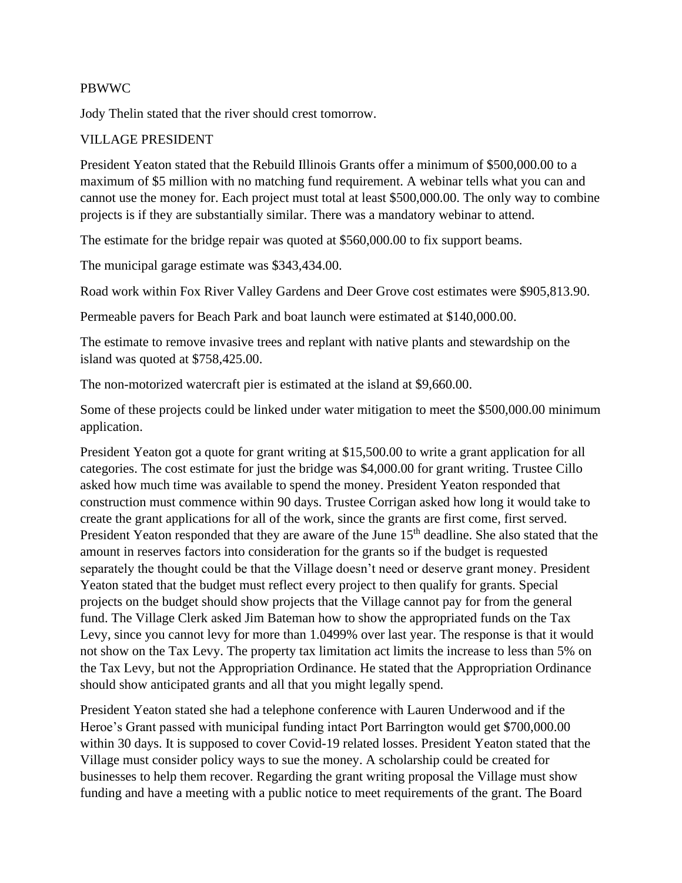PBWWC

Jody Thelin stated that the river should crest tomorrow.

VILLAGE PRESIDENT

President Yeaton stated that the Rebuild Illinois Grants offer a minimum of $500,000.00 to a maximum of $5 million with no matching fund requirement. A webinar tells what you can and cannot use the money for. Each project must total at least $500,000.00. The only way to combine projects is if they are substantially similar. There was a mandatory webinar to attend.

The estimate for the bridge repair was quoted at $560,000.00 to fix support beams.

The municipal garage estimate was $343,434.00.

Road work within Fox River Valley Gardens and Deer Grove cost estimates were $905,813.90.

Permeable pavers for Beach Park and boat launch were estimated at $140,000.00.

The estimate to remove invasive trees and replant with native plants and stewardship on the island was quoted at $758,425.00.

The non-motorized watercraft pier is estimated at the island at $9,660.00.

Some of these projects could be linked under water mitigation to meet the $500,000.00 minimum application.

President Yeaton got a quote for grant writing at $15,500.00 to write a grant application for all categories. The cost estimate for just the bridge was $4,000.00 for grant writing. Trustee Cillo asked how much time was available to spend the money. President Yeaton responded that construction must commence within 90 days. Trustee Corrigan asked how long it would take to create the grant applications for all of the work, since the grants are first come, first served. President Yeaton responded that they are aware of the June 15th deadline. She also stated that the amount in reserves factors into consideration for the grants so if the budget is requested separately the thought could be that the Village doesn't need or deserve grant money. President Yeaton stated that the budget must reflect every project to then qualify for grants. Special projects on the budget should show projects that the Village cannot pay for from the general fund. The Village Clerk asked Jim Bateman how to show the appropriated funds on the Tax Levy, since you cannot levy for more than 1.0499% over last year. The response is that it would not show on the Tax Levy. The property tax limitation act limits the increase to less than 5% on the Tax Levy, but not the Appropriation Ordinance. He stated that the Appropriation Ordinance should show anticipated grants and all that you might legally spend.

President Yeaton stated she had a telephone conference with Lauren Underwood and if the Heroe's Grant passed with municipal funding intact Port Barrington would get $700,000.00 within 30 days. It is supposed to cover Covid-19 related losses. President Yeaton stated that the Village must consider policy ways to sue the money. A scholarship could be created for businesses to help them recover. Regarding the grant writing proposal the Village must show funding and have a meeting with a public notice to meet requirements of the grant. The Board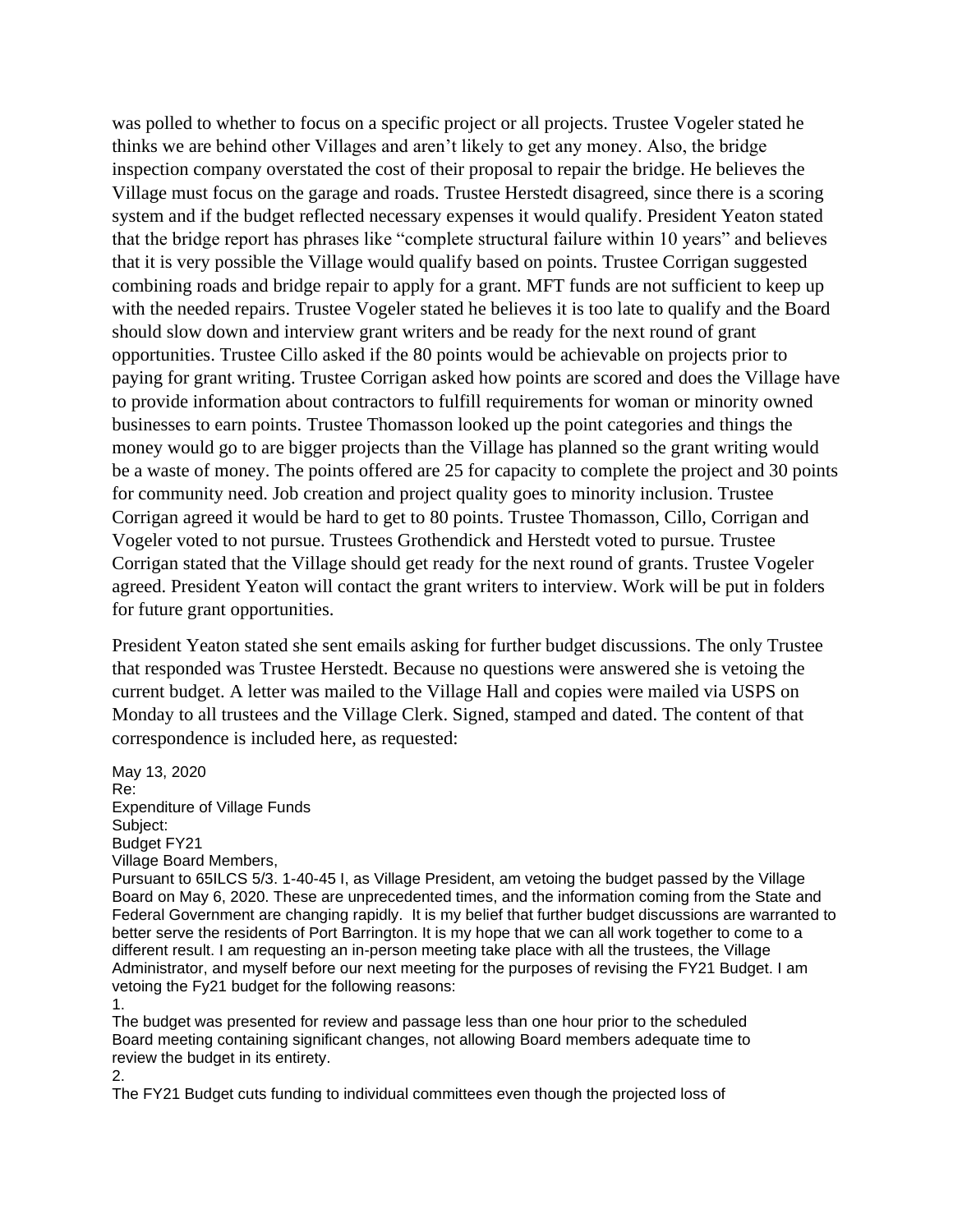was polled to whether to focus on a specific project or all projects. Trustee Vogeler stated he thinks we are behind other Villages and aren't likely to get any money. Also, the bridge inspection company overstated the cost of their proposal to repair the bridge. He believes the Village must focus on the garage and roads. Trustee Herstedt disagreed, since there is a scoring system and if the budget reflected necessary expenses it would qualify. President Yeaton stated that the bridge report has phrases like "complete structural failure within 10 years" and believes that it is very possible the Village would qualify based on points. Trustee Corrigan suggested combining roads and bridge repair to apply for a grant. MFT funds are not sufficient to keep up with the needed repairs. Trustee Vogeler stated he believes it is too late to qualify and the Board should slow down and interview grant writers and be ready for the next round of grant opportunities. Trustee Cillo asked if the 80 points would be achievable on projects prior to paying for grant writing. Trustee Corrigan asked how points are scored and does the Village have to provide information about contractors to fulfill requirements for woman or minority owned businesses to earn points. Trustee Thomasson looked up the point categories and things the money would go to are bigger projects than the Village has planned so the grant writing would be a waste of money. The points offered are 25 for capacity to complete the project and 30 points for community need. Job creation and project quality goes to minority inclusion. Trustee Corrigan agreed it would be hard to get to 80 points. Trustee Thomasson, Cillo, Corrigan and Vogeler voted to not pursue. Trustees Grothendick and Herstedt voted to pursue. Trustee Corrigan stated that the Village should get ready for the next round of grants. Trustee Vogeler agreed. President Yeaton will contact the grant writers to interview. Work will be put in folders for future grant opportunities.

President Yeaton stated she sent emails asking for further budget discussions. The only Trustee that responded was Trustee Herstedt. Because no questions were answered she is vetoing the current budget. A letter was mailed to the Village Hall and copies were mailed via USPS on Monday to all trustees and the Village Clerk. Signed, stamped and dated. The content of that correspondence is included here, as requested:

May 13, 2020
Re:
Expenditure of Village Funds
Subject:
Budget FY21
Village Board Members,
Pursuant to 65ILCS 5/3. 1-40-45 I, as Village President, am vetoing the budget passed by the Village Board on May 6, 2020. These are unprecedented times, and the information coming from the State and Federal Government are changing rapidly. It is my belief that further budget discussions are warranted to better serve the residents of Port Barrington. It is my hope that we can all work together to come to a different result. I am requesting an in-person meeting take place with all the trustees, the Village Administrator, and myself before our next meeting for the purposes of revising the FY21 Budget. I am vetoing the Fy21 budget for the following reasons:

1. The budget was presented for review and passage less than one hour prior to the scheduled Board meeting containing significant changes, not allowing Board members adequate time to review the budget in its entirety.
2. The FY21 Budget cuts funding to individual committees even though the projected loss of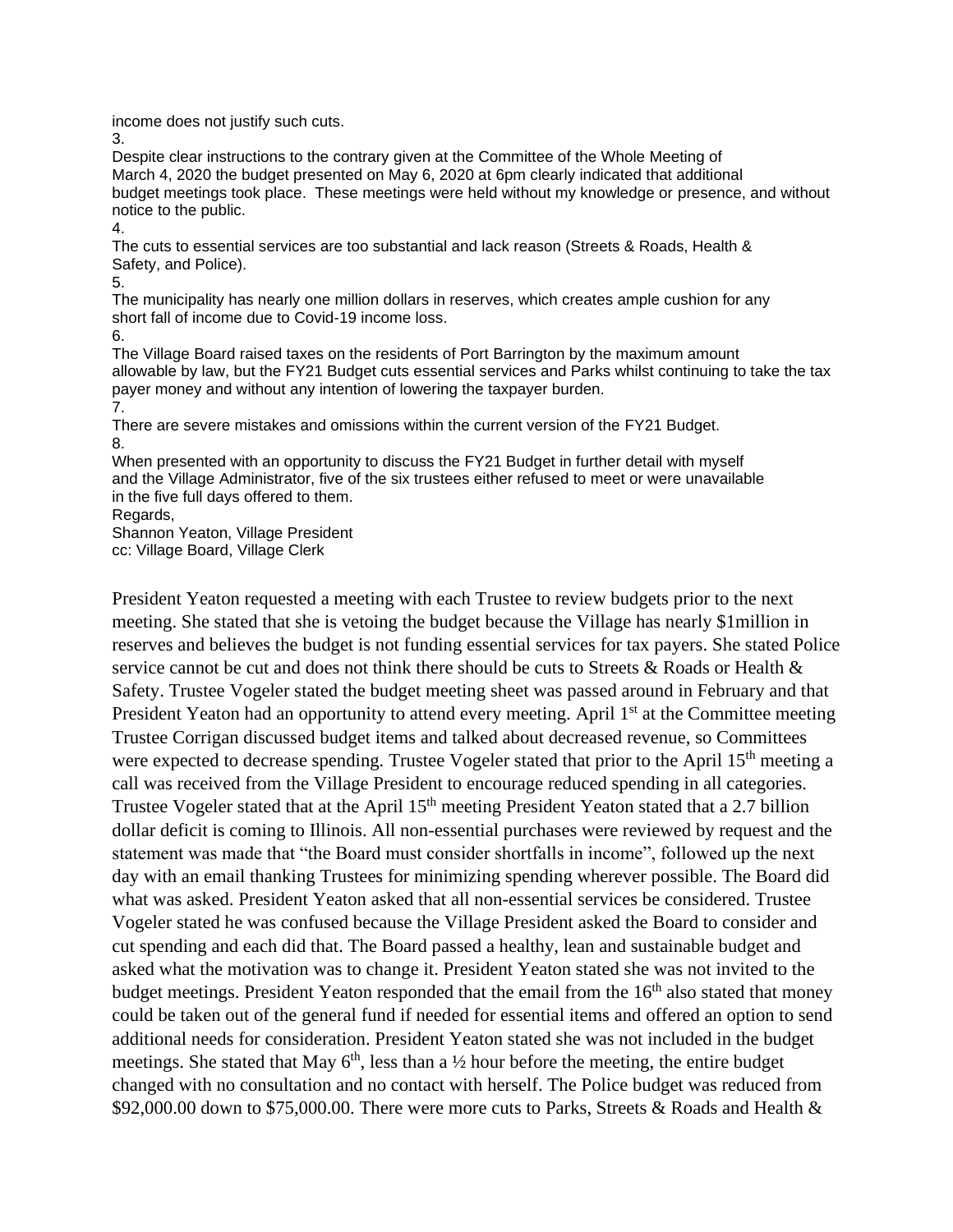income does not justify such cuts.

3.

Despite clear instructions to the contrary given at the Committee of the Whole Meeting of March 4, 2020 the budget presented on May 6, 2020 at 6pm clearly indicated that additional budget meetings took place. These meetings were held without my knowledge or presence, and without notice to the public.

4.

The cuts to essential services are too substantial and lack reason (Streets & Roads, Health & Safety, and Police).

5.

The municipality has nearly one million dollars in reserves, which creates ample cushion for any short fall of income due to Covid-19 income loss.

6.

The Village Board raised taxes on the residents of Port Barrington by the maximum amount allowable by law, but the FY21 Budget cuts essential services and Parks whilst continuing to take the tax payer money and without any intention of lowering the taxpayer burden.

7.

There are severe mistakes and omissions within the current version of the FY21 Budget.

8.

When presented with an opportunity to discuss the FY21 Budget in further detail with myself and the Village Administrator, five of the six trustees either refused to meet or were unavailable in the five full days offered to them.

Regards,

Shannon Yeaton, Village President

cc: Village Board, Village Clerk

President Yeaton requested a meeting with each Trustee to review budgets prior to the next meeting. She stated that she is vetoing the budget because the Village has nearly $1million in reserves and believes the budget is not funding essential services for tax payers. She stated Police service cannot be cut and does not think there should be cuts to Streets & Roads or Health & Safety. Trustee Vogeler stated the budget meeting sheet was passed around in February and that President Yeaton had an opportunity to attend every meeting. April 1st at the Committee meeting Trustee Corrigan discussed budget items and talked about decreased revenue, so Committees were expected to decrease spending. Trustee Vogeler stated that prior to the April 15th meeting a call was received from the Village President to encourage reduced spending in all categories. Trustee Vogeler stated that at the April 15th meeting President Yeaton stated that a 2.7 billion dollar deficit is coming to Illinois. All non-essential purchases were reviewed by request and the statement was made that "the Board must consider shortfalls in income", followed up the next day with an email thanking Trustees for minimizing spending wherever possible. The Board did what was asked. President Yeaton asked that all non-essential services be considered. Trustee Vogeler stated he was confused because the Village President asked the Board to consider and cut spending and each did that. The Board passed a healthy, lean and sustainable budget and asked what the motivation was to change it. President Yeaton stated she was not invited to the budget meetings. President Yeaton responded that the email from the 16th also stated that money could be taken out of the general fund if needed for essential items and offered an option to send additional needs for consideration. President Yeaton stated she was not included in the budget meetings. She stated that May 6th, less than a ½ hour before the meeting, the entire budget changed with no consultation and no contact with herself. The Police budget was reduced from $92,000.00 down to $75,000.00. There were more cuts to Parks, Streets & Roads and Health &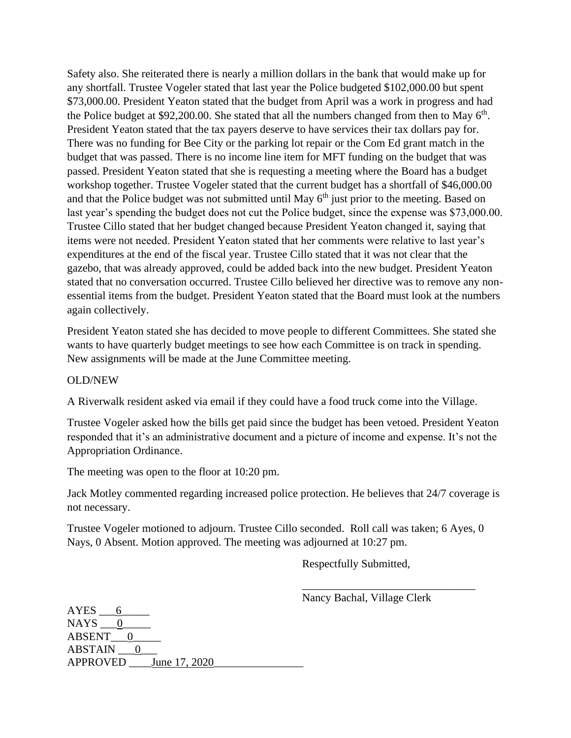Safety also. She reiterated there is nearly a million dollars in the bank that would make up for any shortfall. Trustee Vogeler stated that last year the Police budgeted $102,000.00 but spent $73,000.00. President Yeaton stated that the budget from April was a work in progress and had the Police budget at $92,200.00. She stated that all the numbers changed from then to May 6th. President Yeaton stated that the tax payers deserve to have services their tax dollars pay for. There was no funding for Bee City or the parking lot repair or the Com Ed grant match in the budget that was passed. There is no income line item for MFT funding on the budget that was passed. President Yeaton stated that she is requesting a meeting where the Board has a budget workshop together. Trustee Vogeler stated that the current budget has a shortfall of $46,000.00 and that the Police budget was not submitted until May 6th just prior to the meeting. Based on last year's spending the budget does not cut the Police budget, since the expense was $73,000.00. Trustee Cillo stated that her budget changed because President Yeaton changed it, saying that items were not needed. President Yeaton stated that her comments were relative to last year's expenditures at the end of the fiscal year. Trustee Cillo stated that it was not clear that the gazebo, that was already approved, could be added back into the new budget. President Yeaton stated that no conversation occurred. Trustee Cillo believed her directive was to remove any non-essential items from the budget. President Yeaton stated that the Board must look at the numbers again collectively.

President Yeaton stated she has decided to move people to different Committees. She stated she wants to have quarterly budget meetings to see how each Committee is on track in spending. New assignments will be made at the June Committee meeting.

OLD/NEW

A Riverwalk resident asked via email if they could have a food truck come into the Village.

Trustee Vogeler asked how the bills get paid since the budget has been vetoed. President Yeaton responded that it's an administrative document and a picture of income and expense. It's not the Appropriation Ordinance.

The meeting was open to the floor at 10:20 pm.

Jack Motley commented regarding increased police protection. He believes that 24/7 coverage is not necessary.

Trustee Vogeler motioned to adjourn. Trustee Cillo seconded. Roll call was taken; 6 Ayes, 0 Nays, 0 Absent. Motion approved. The meeting was adjourned at 10:27 pm.

Respectfully Submitted,

_______________________________
Nancy Bachal, Village Clerk

AYES ___6_____
NAYS ___0_____
ABSENT___0_____
ABSTAIN ___0___
APPROVED ____June 17, 2020________________